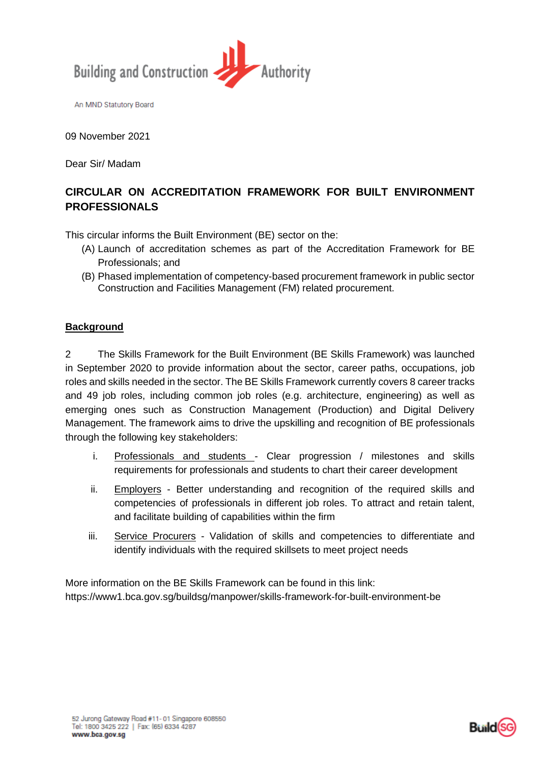Building and Construction Authority

An MND Statutory Board

09 November 2021

Dear Sir/ Madam

## CIRCULAR ON ACCREDITATION FRAMEWORK FOR BUILT ENVIRONMENT PROFESSIONALS

This circular informs the Built Environment (BE) sector on the:

(A) Launch of accreditation schemes as part of the Accreditation Framework for BE Professionals; and

(B) Phased implementation of competency-based procurement framework in public sector Construction and Facilities Management (FM) related procurement.

### Background

2 The Skills Framework for the Built Environment (BE Skills Framework) was launched in September 2020 to provide information about the sector, career paths, occupations, job roles and skills needed in the sector. The BE Skills Framework currently covers 8 career tracks and 49 job roles, including common job roles (e.g. architecture, engineering) as well as emerging ones such as Construction Management (Production) and Digital Delivery Management. The framework aims to drive the upskilling and recognition of BE professionals through the following key stakeholders:

i. Professionals and students - Clear progression / milestones and skills requirements for professionals and students to chart their career development

ii. Employers - Better understanding and recognition of the required skills and competencies of professionals in different job roles. To attract and retain talent, and facilitate building of capabilities within the firm

iii. Service Procurers - Validation of skills and competencies to differentiate and identify individuals with the required skillsets to meet project needs

More information on the BE Skills Framework can be found in this link:
https://www1.bca.gov.sg/buildsg/manpower/skills-framework-for-built-environment-be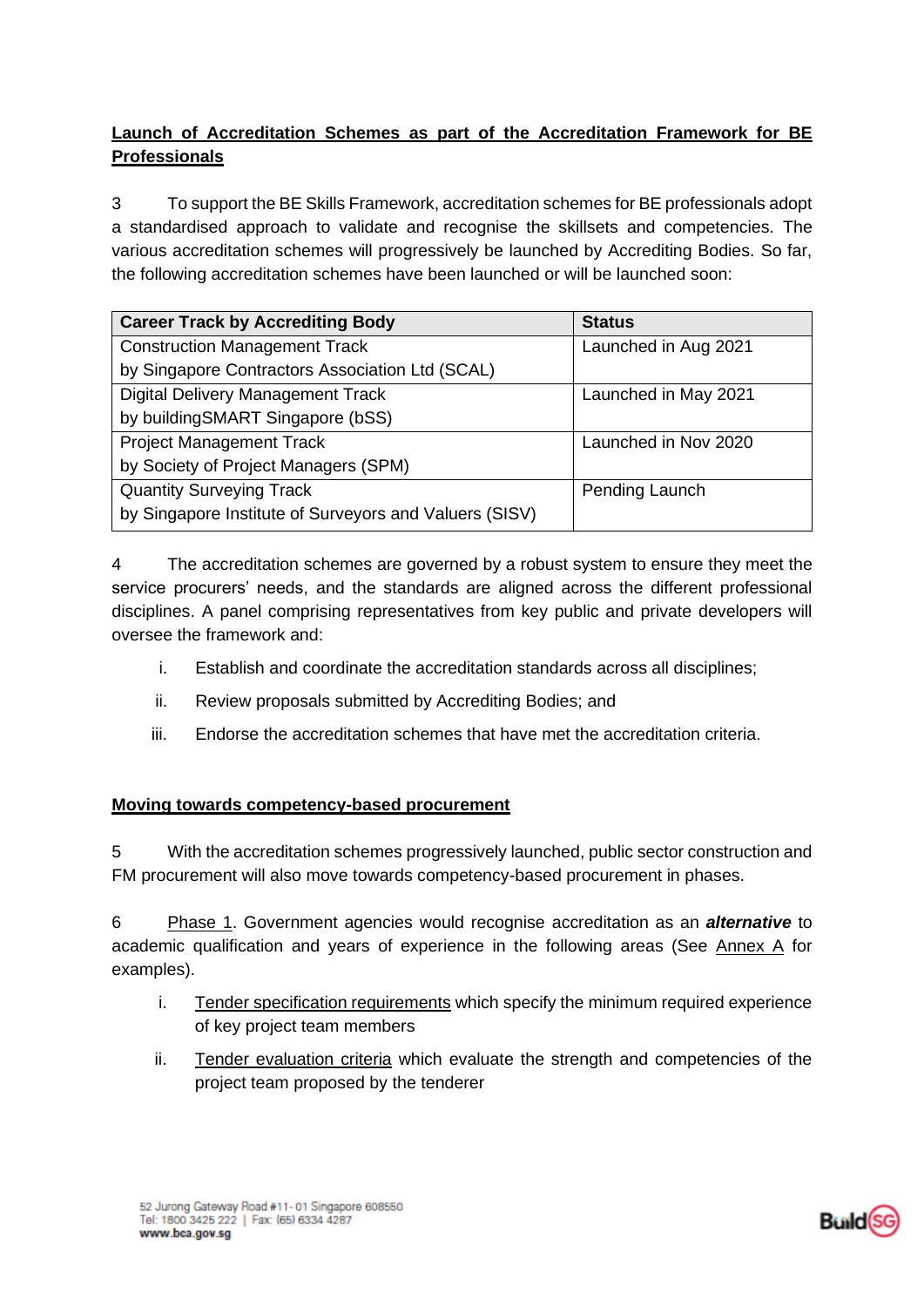**Launch of Accreditation Schemes as part of the Accreditation Framework for BE Professionals**

3 To support the BE Skills Framework, accreditation schemes for BE professionals adopt a standardised approach to validate and recognise the skillsets and competencies. The various accreditation schemes will progressively be launched by Accrediting Bodies. So far, the following accreditation schemes have been launched or will be launched soon:

| Career Track by Accrediting Body | Status |
|---|---|
| Construction Management Track<br>by Singapore Contractors Association Ltd (SCAL) | Launched in Aug 2021 |
| Digital Delivery Management Track<br>by buildingSMART Singapore (bSS) | Launched in May 2021 |
| Project Management Track<br>by Society of Project Managers (SPM) | Launched in Nov 2020 |
| Quantity Surveying Track<br>by Singapore Institute of Surveyors and Valuers (SISV) | Pending Launch |

4 The accreditation schemes are governed by a robust system to ensure they meet the service procurers' needs, and the standards are aligned across the different professional disciplines. A panel comprising representatives from key public and private developers will oversee the framework and:

i. Establish and coordinate the accreditation standards across all disciplines;

ii. Review proposals submitted by Accrediting Bodies; and

iii. Endorse the accreditation schemes that have met the accreditation criteria.

**Moving towards competency-based procurement**

5 With the accreditation schemes progressively launched, public sector construction and FM procurement will also move towards competency-based procurement in phases.

6 Phase 1. Government agencies would recognise accreditation as an ***alternative*** to academic qualification and years of experience in the following areas (See Annex A for examples).

i. Tender specification requirements which specify the minimum required experience of key project team members

ii. Tender evaluation criteria which evaluate the strength and competencies of the project team proposed by the tenderer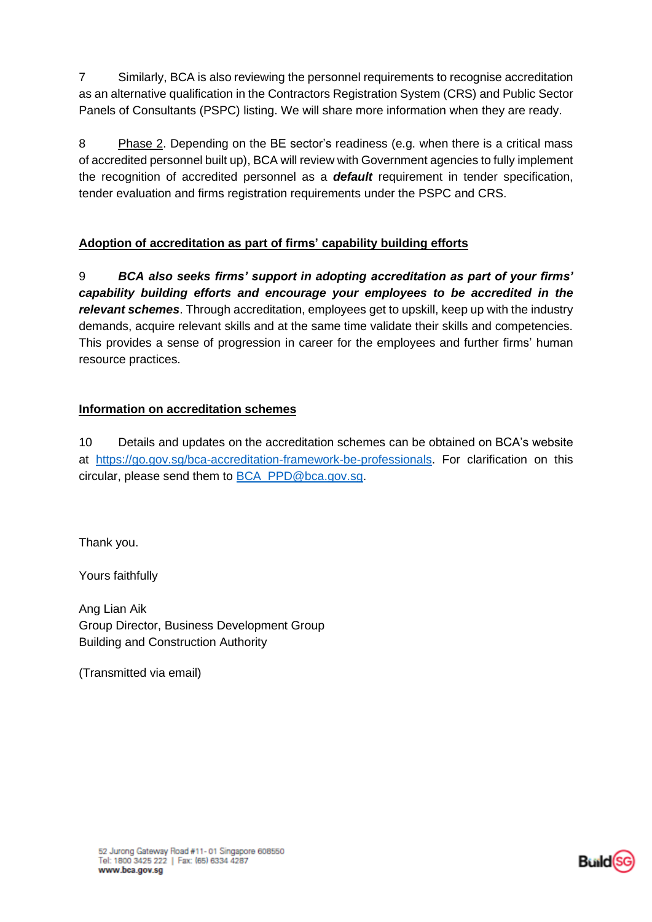7 Similarly, BCA is also reviewing the personnel requirements to recognise accreditation as an alternative qualification in the Contractors Registration System (CRS) and Public Sector Panels of Consultants (PSPC) listing. We will share more information when they are ready.

8 Phase 2. Depending on the BE sector's readiness (e.g. when there is a critical mass of accredited personnel built up), BCA will review with Government agencies to fully implement the recognition of accredited personnel as a ***default*** requirement in tender specification, tender evaluation and firms registration requirements under the PSPC and CRS.

**Adoption of accreditation as part of firms' capability building efforts**

9 ***BCA also seeks firms' support in adopting accreditation as part of your firms' capability building efforts and encourage your employees to be accredited in the relevant schemes***. Through accreditation, employees get to upskill, keep up with the industry demands, acquire relevant skills and at the same time validate their skills and competencies. This provides a sense of progression in career for the employees and further firms' human resource practices.

**Information on accreditation schemes**

10 Details and updates on the accreditation schemes can be obtained on BCA's website at https://go.gov.sg/bca-accreditation-framework-be-professionals. For clarification on this circular, please send them to BCA_PPD@bca.gov.sg.

Thank you.

Yours faithfully

Ang Lian Aik
Group Director, Business Development Group
Building and Construction Authority

(Transmitted via email)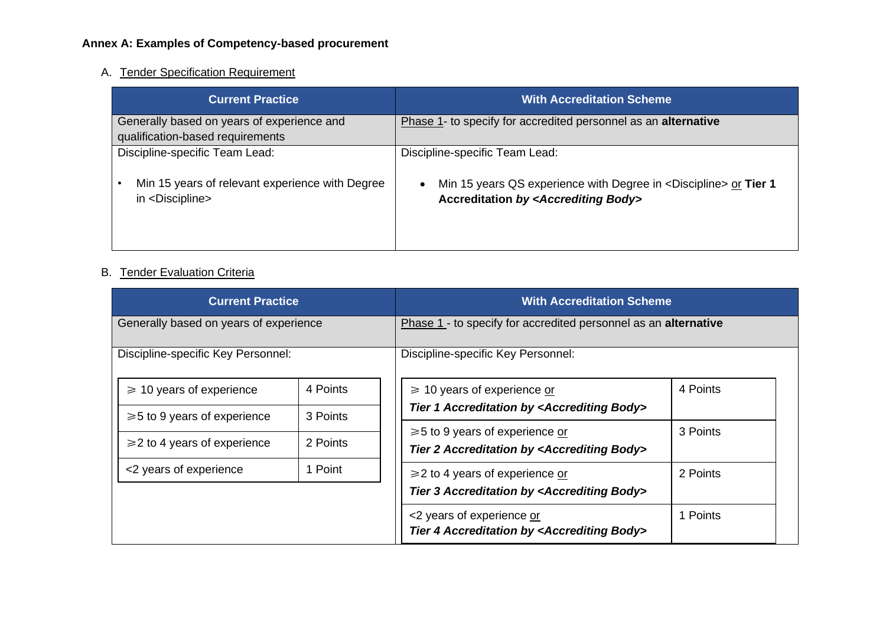**Annex A: Examples of Competency-based procurement**

A. Tender Specification Requirement

| Current Practice | With Accreditation Scheme |
|---|---|
| Generally based on years of experience and qualification-based requirements | Phase 1- to specify for accredited personnel as an **alternative** |
| Discipline-specific Team Lead:<br><br>• Min 15 years of relevant experience with Degree in <Discipline> | Discipline-specific Team Lead:<br><br>• Min 15 years QS experience with Degree in <Discipline> or **Tier 1 Accreditation *by <Accrediting Body>*** |

B. Tender Evaluation Criteria

| Current Practice | | With Accreditation Scheme | |
|---|---|---|---|
| Generally based on years of experience | | Phase 1 - to specify for accredited personnel as an **alternative** | |
| Discipline-specific Key Personnel: | | Discipline-specific Key Personnel: | |
| ⩾ 10 years of experience | 4 Points | ⩾ 10 years of experience or<br>***Tier 1 Accreditation by <Accrediting Body>*** | 4 Points |
| ⩾5 to 9 years of experience | 3 Points | ⩾5 to 9 years of experience or<br>***Tier 2 Accreditation by <Accrediting Body>*** | 3 Points |
| ⩾2 to 4 years of experience | 2 Points | ⩾2 to 4 years of experience or<br>***Tier 3 Accreditation by <Accrediting Body>*** | 2 Points |
| <2 years of experience | 1 Point | <2 years of experience or<br>***Tier 4 Accreditation by <Accrediting Body>*** | 1 Points |